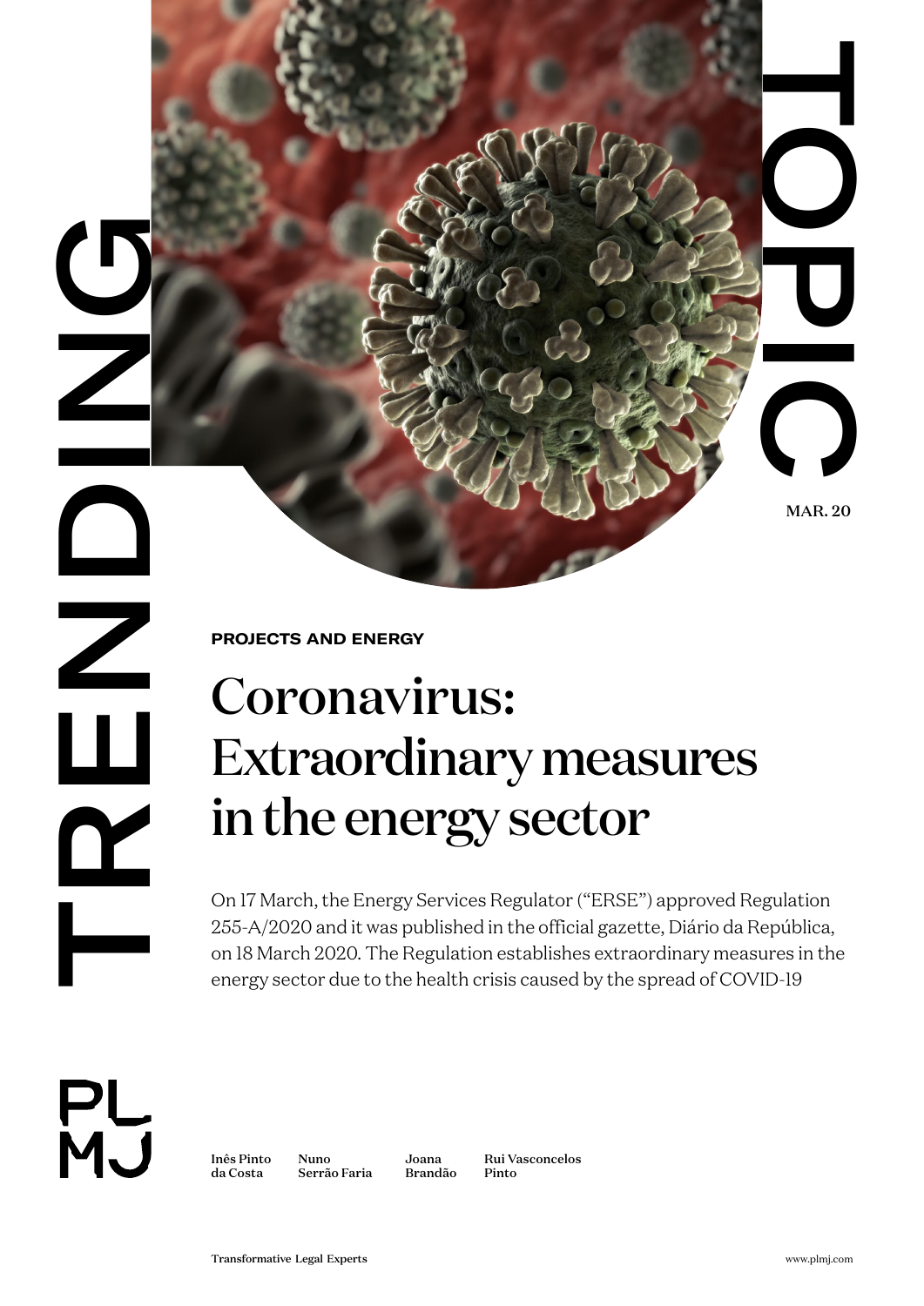TRENDING TOPIC

MAR. 20

**PROJECTS AND ENERGY**

# Coronavirus: Extraordinary measures in the energy sector

On 17 March, the Energy Services Regulator ("ERSE") approved Regulation 255-A/2020 and it was published in the official gazette, Diário da República, on 18 March 2020. The Regulation establishes extraordinary measures in the energy sector due to the health crisis caused by the spread of COVID-19

PLMJ

Inês Pinto da Costa

Nuno Serrão Faria

Joana Brandão

Rui Vasconcelos Pinto

Transformative Legal Experts

www.plmj.com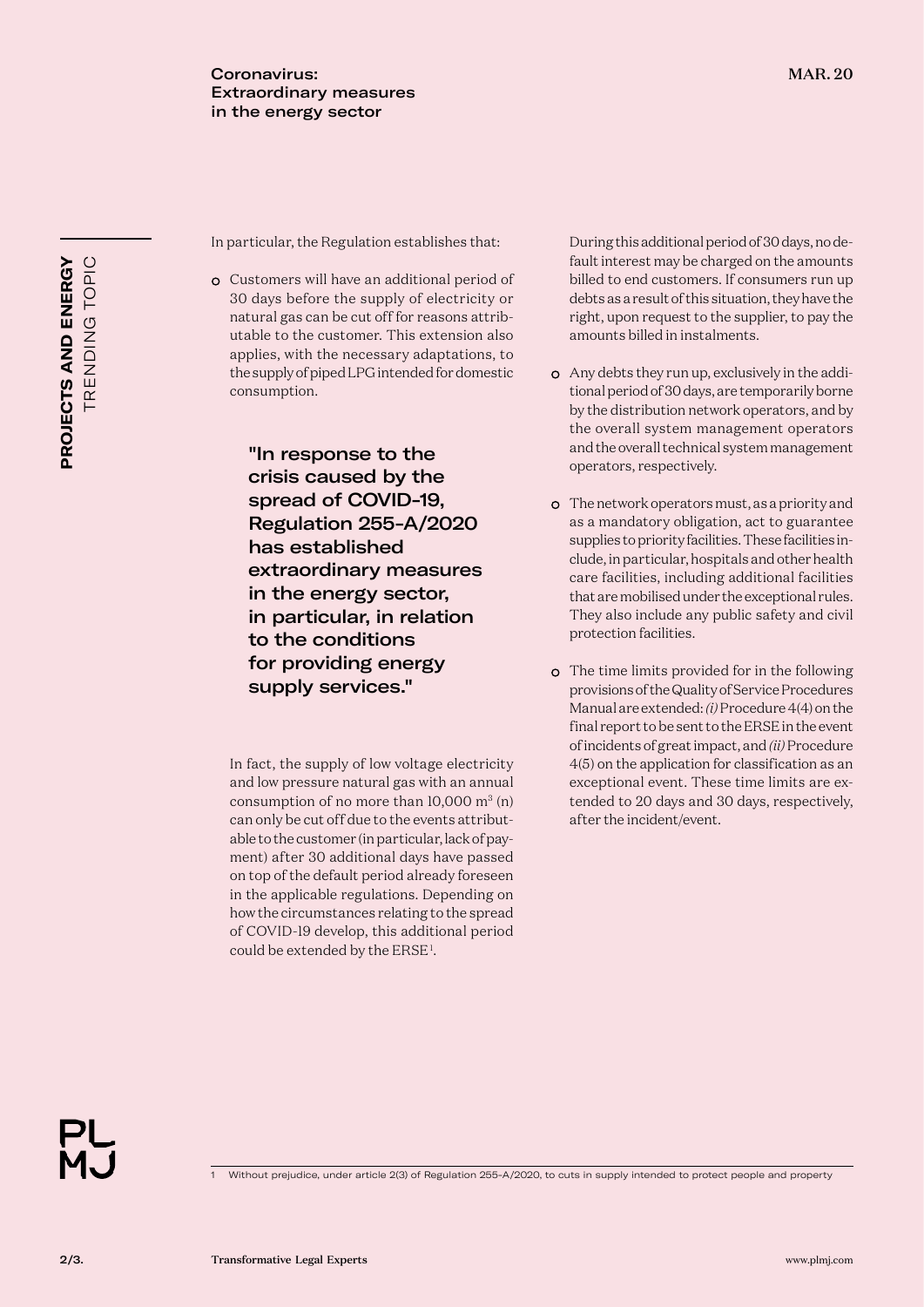In particular, the Regulation establishes that:

- Customers will have an additional period of 30 days before the supply of electricity or natural gas can be cut off for reasons attributable to the customer. This extension also applies, with the necessary adaptations, to the supply of piped LPG intended for domestic consumption.

> **"In response to the crisis caused by the spread of COVID-19, Regulation 255-A/2020 has established extraordinary measures in the energy sector, in particular, in relation to the conditions for providing energy supply services."**

In fact, the supply of low voltage electricity and low pressure natural gas with an annual consumption of no more than 10,000 $m^3$ (n) can only be cut off due to the events attributable to the customer (in particular, lack of payment) after 30 additional days have passed on top of the default period already foreseen in the applicable regulations. Depending on how the circumstances relating to the spread of COVID-19 develop, this additional period could be extended by the ERSE[1].

During this additional period of 30 days, no default interest may be charged on the amounts billed to end customers. If consumers run up debts as a result of this situation, they have the right, upon request to the supplier, to pay the amounts billed in instalments.

- Any debts they run up, exclusively in the additional period of 30 days, are temporarily borne by the distribution network operators, and by the overall system management operators and the overall technical system management operators, respectively.
- The network operators must, as a priority and as a mandatory obligation, act to guarantee supplies to priority facilities. These facilities include, in particular, hospitals and other health care facilities, including additional facilities that are mobilised under the exceptional rules. They also include any public safety and civil protection facilities.
- The time limits provided for in the following provisions of the Quality of Service Procedures Manual are extended: *(i)* Procedure 4(4) on the final report to be sent to the ERSE in the event of incidents of great impact, and *(ii)* Procedure 4(5) on the application for classification as an exceptional event. These time limits are extended to 20 days and 30 days, respectively, after the incident/event.

[1] Without prejudice, under article 2(3) of Regulation 255-A/2020, to cuts in supply intended to protect people and property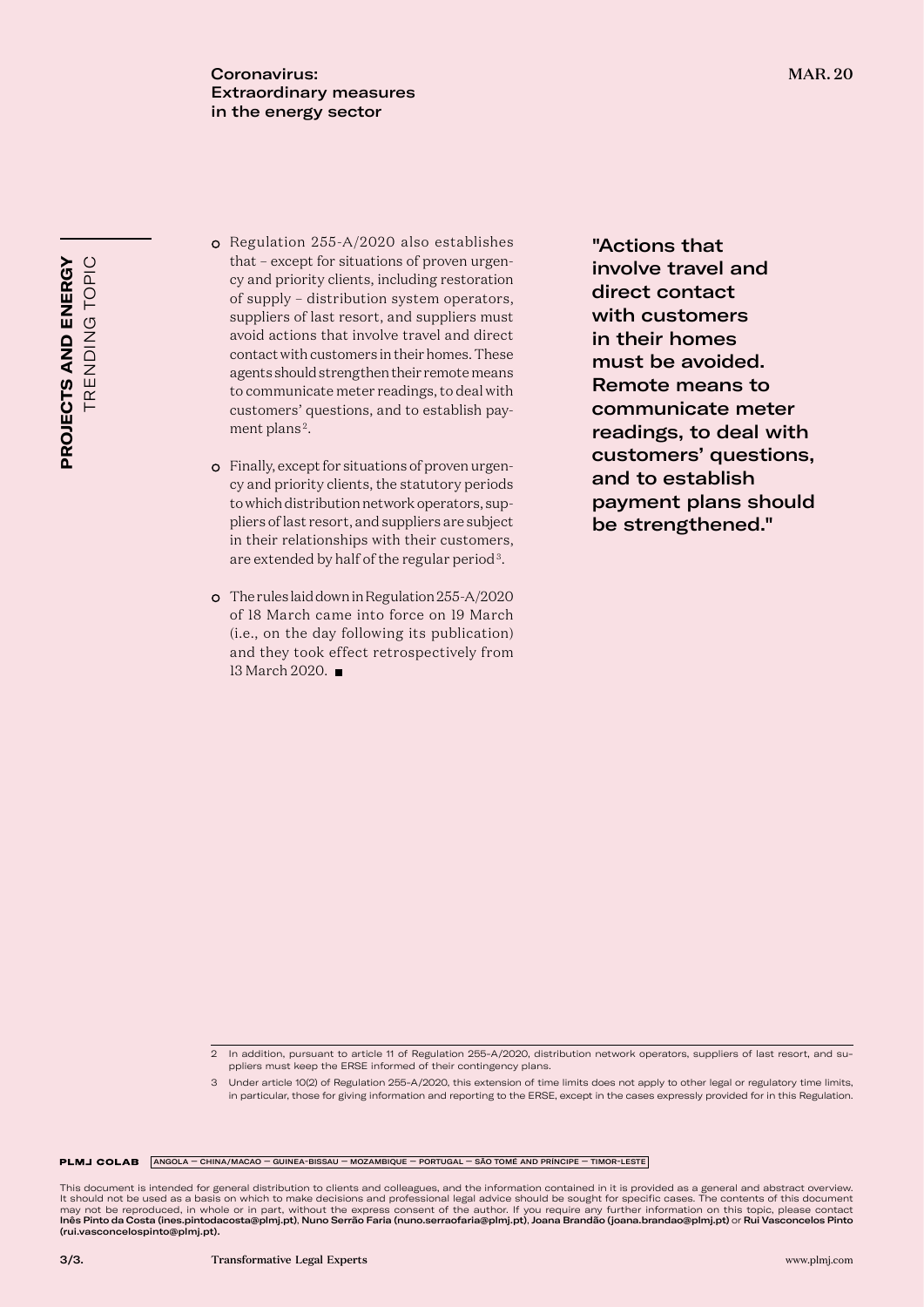- Regulation 255-A/2020 also establishes that – except for situations of proven urgency and priority clients, including restoration of supply – distribution system operators, suppliers of last resort, and suppliers must avoid actions that involve travel and direct contact with customers in their homes. These agents should strengthen their remote means to communicate meter readings, to deal with customers' questions, and to establish payment plans[2].

- Finally, except for situations of proven urgency and priority clients, the statutory periods to which distribution network operators, suppliers of last resort, and suppliers are subject in their relationships with their customers, are extended by half of the regular period[3].

- The rules laid down in Regulation 255-A/2020 of 18 March came into force on 19 March (i.e., on the day following its publication) and they took effect retrospectively from 13 March 2020. ■

**"Actions that involve travel and direct contact with customers in their homes must be avoided. Remote means to communicate meter readings, to deal with customers' questions, and to establish payment plans should be strengthened."**

---

2 In addition, pursuant to article 11 of Regulation 255-A/2020, distribution network operators, suppliers of last resort, and suppliers must keep the ERSE informed of their contingency plans.

3 Under article 10(2) of Regulation 255-A/2020, this extension of time limits does not apply to other legal or regulatory time limits, in particular, those for giving information and reporting to the ERSE, except in the cases expressly provided for in this Regulation.

**PLMJ COLAB** ANGOLA — CHINA/MACAO — GUINEA-BISSAU — MOZAMBIQUE — PORTUGAL — SÃO TOMÉ AND PRÍNCIPE — TIMOR-LESTE

This document is intended for general distribution to clients and colleagues, and the information contained in it is provided as a general and abstract overview. It should not be used as a basis on which to make decisions and professional legal advice should be sought for specific cases. The contents of this document may not be reproduced, in whole or in part, without the express consent of the author. If you require any further information on this topic, please contact **Inês Pinto da Costa (ines.pintodacosta@plmj.pt)**, **Nuno Serrão Faria (nuno.serraofaria@plmj.pt)**, **Joana Brandão (joana.brandao@plmj.pt)** or **Rui Vasconcelos Pinto (rui.vasconcelospinto@plmj.pt).**